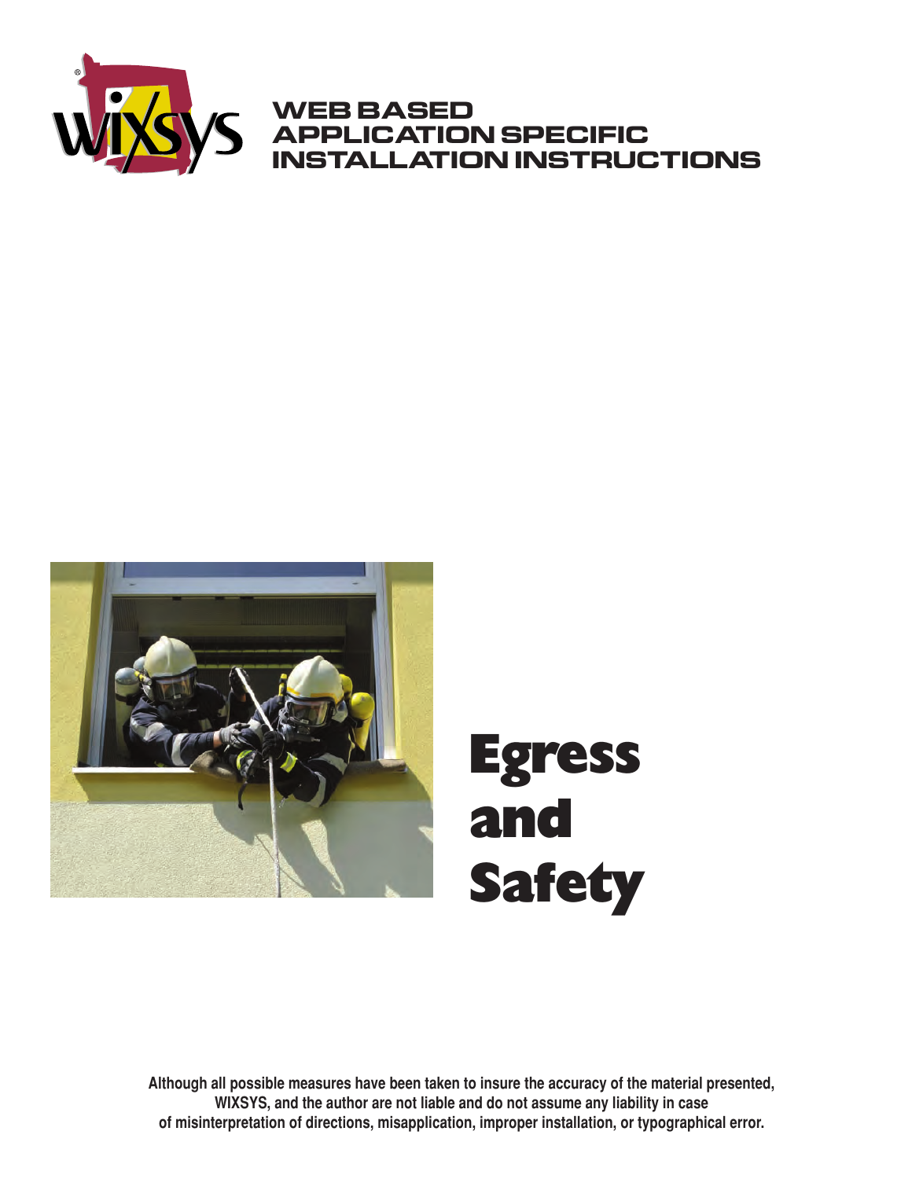WIXSYS

# WEB BASED APPLICATION SPECIFIC INSTALLATION INSTRUCTIONS

# Egress and Safety

**Although all possible measures have been taken to insure the accuracy of the material presented, WIXSYS, and the author are not liable and do not assume any liability in case of misinterpretation of directions, misapplication, improper installation, or typographical error.**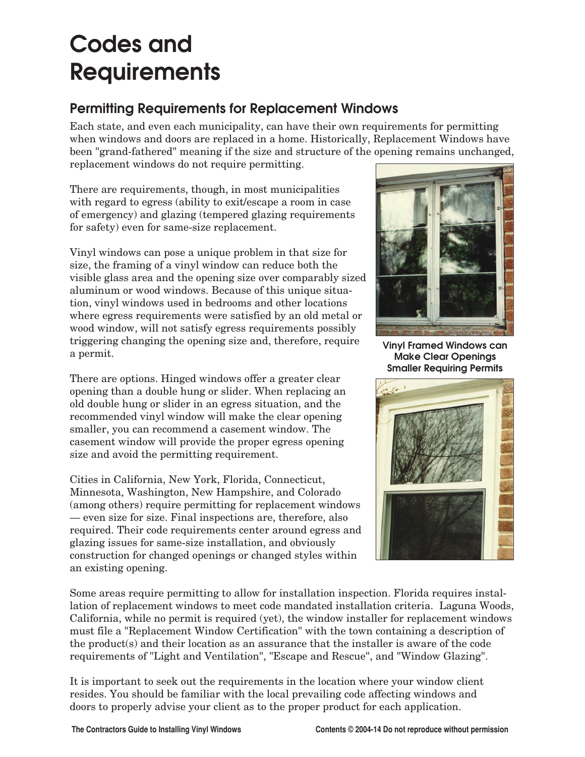# Codes and Requirements

## Permitting Requirements for Replacement Windows

Each state, and even each municipality, can have their own requirements for permitting when windows and doors are replaced in a home. Historically, Replacement Windows have been "grand-fathered" meaning if the size and structure of the opening remains unchanged, replacement windows do not require permitting.

There are requirements, though, in most municipalities with regard to egress (ability to exit/escape a room in case of emergency) and glazing (tempered glazing requirements for safety) even for same-size replacement.

Vinyl windows can pose a unique problem in that size for size, the framing of a vinyl window can reduce both the visible glass area and the opening size over comparably sized aluminum or wood windows. Because of this unique situation, vinyl windows used in bedrooms and other locations where egress requirements were satisfied by an old metal or wood window, will not satisfy egress requirements possibly triggering changing the opening size and, therefore, require a permit.

**Vinyl Framed Windows can Make Clear Openings Smaller Requiring Permits**

There are options. Hinged windows offer a greater clear opening than a double hung or slider. When replacing an old double hung or slider in an egress situation, and the recommended vinyl window will make the clear opening smaller, you can recommend a casement window. The casement window will provide the proper egress opening size and avoid the permitting requirement.

Cities in California, New York, Florida, Connecticut, Minnesota, Washington, New Hampshire, and Colorado (among others) require permitting for replacement windows — even size for size. Final inspections are, therefore, also required. Their code requirements center around egress and glazing issues for same-size installation, and obviously construction for changed openings or changed styles within an existing opening.

Some areas require permitting to allow for installation inspection. Florida requires installation of replacement windows to meet code mandated installation criteria. Laguna Woods, California, while no permit is required (yet), the window installer for replacement windows must file a "Replacement Window Certification" with the town containing a description of the product(s) and their location as an assurance that the installer is aware of the code requirements of "Light and Ventilation", "Escape and Rescue", and "Window Glazing".

It is important to seek out the requirements in the location where your window client resides. You should be familiar with the local prevailing code affecting windows and doors to properly advise your client as to the proper product for each application.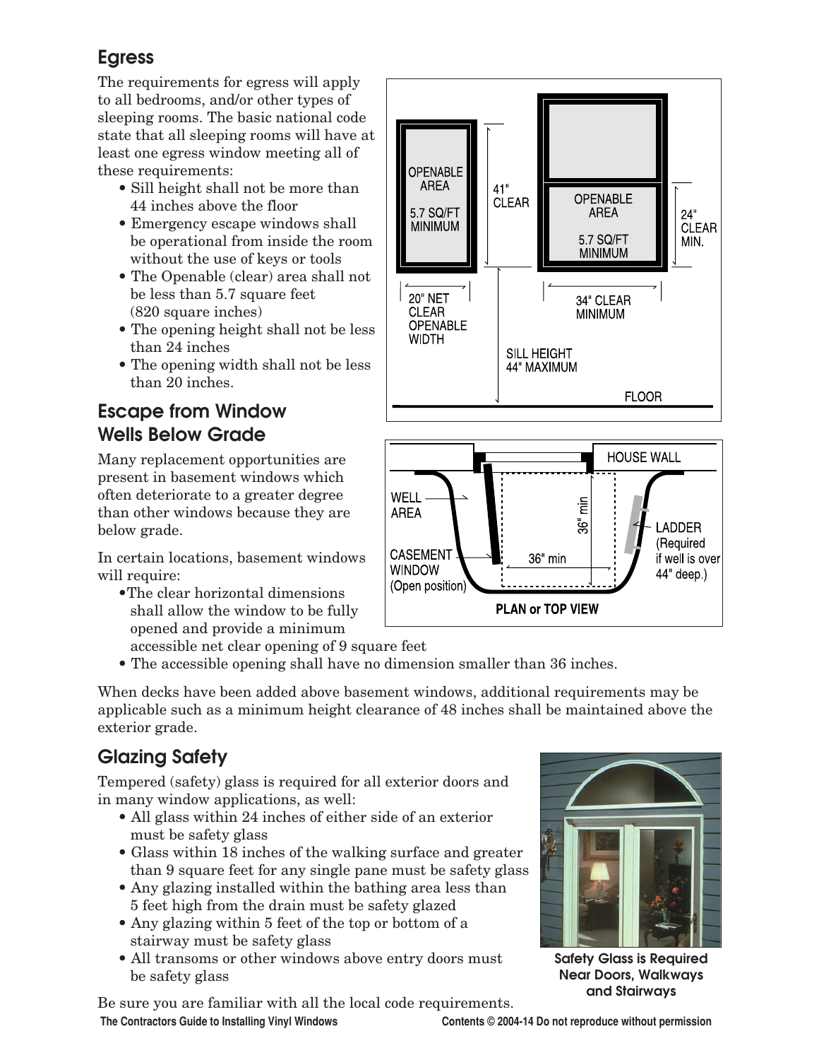## Egress

The requirements for egress will apply to all bedrooms, and/or other types of sleeping rooms. The basic national code state that all sleeping rooms will have at least one egress window meeting all of these requirements:

- Sill height shall not be more than 44 inches above the floor
- Emergency escape windows shall be operational from inside the room without the use of keys or tools
- The Openable (clear) area shall not be less than 5.7 square feet (820 square inches)
- The opening height shall not be less than 24 inches
- The opening width shall not be less than 20 inches.

OPENABLE AREA
5.7 SQ/FT MINIMUM
41" CLEAR
OPENABLE AREA
5.7 SQ/FT MINIMUM
24" CLEAR MIN.
20" NET CLEAR OPENABLE WIDTH
34" CLEAR MINIMUM
SILL HEIGHT 44" MAXIMUM
FLOOR

## Escape from Window Wells Below Grade

Many replacement opportunities are present in basement windows which often deteriorate to a greater degree than other windows because they are below grade.

In certain locations, basement windows will require:

- The clear horizontal dimensions shall allow the window to be fully opened and provide a minimum accessible net clear opening of 9 square feet
- The accessible opening shall have no dimension smaller than 36 inches.

HOUSE WALL
WELL AREA
36" min
LADDER (Required if well is over 44" deep.)
CASEMENT WINDOW (Open position)
36" min
PLAN or TOP VIEW

When decks have been added above basement windows, additional requirements may be applicable such as a minimum height clearance of 48 inches shall be maintained above the exterior grade.

## Glazing Safety

Tempered (safety) glass is required for all exterior doors and in many window applications, as well:

- All glass within 24 inches of either side of an exterior must be safety glass
- Glass within 18 inches of the walking surface and greater than 9 square feet for any single pane must be safety glass
- Any glazing installed within the bathing area less than 5 feet high from the drain must be safety glazed
- Any glazing within 5 feet of the top or bottom of a stairway must be safety glass
- All transoms or other windows above entry doors must be safety glass

**Safety Glass is Required Near Doors, Walkways and Stairways**

Be sure you are familiar with all the local code requirements.